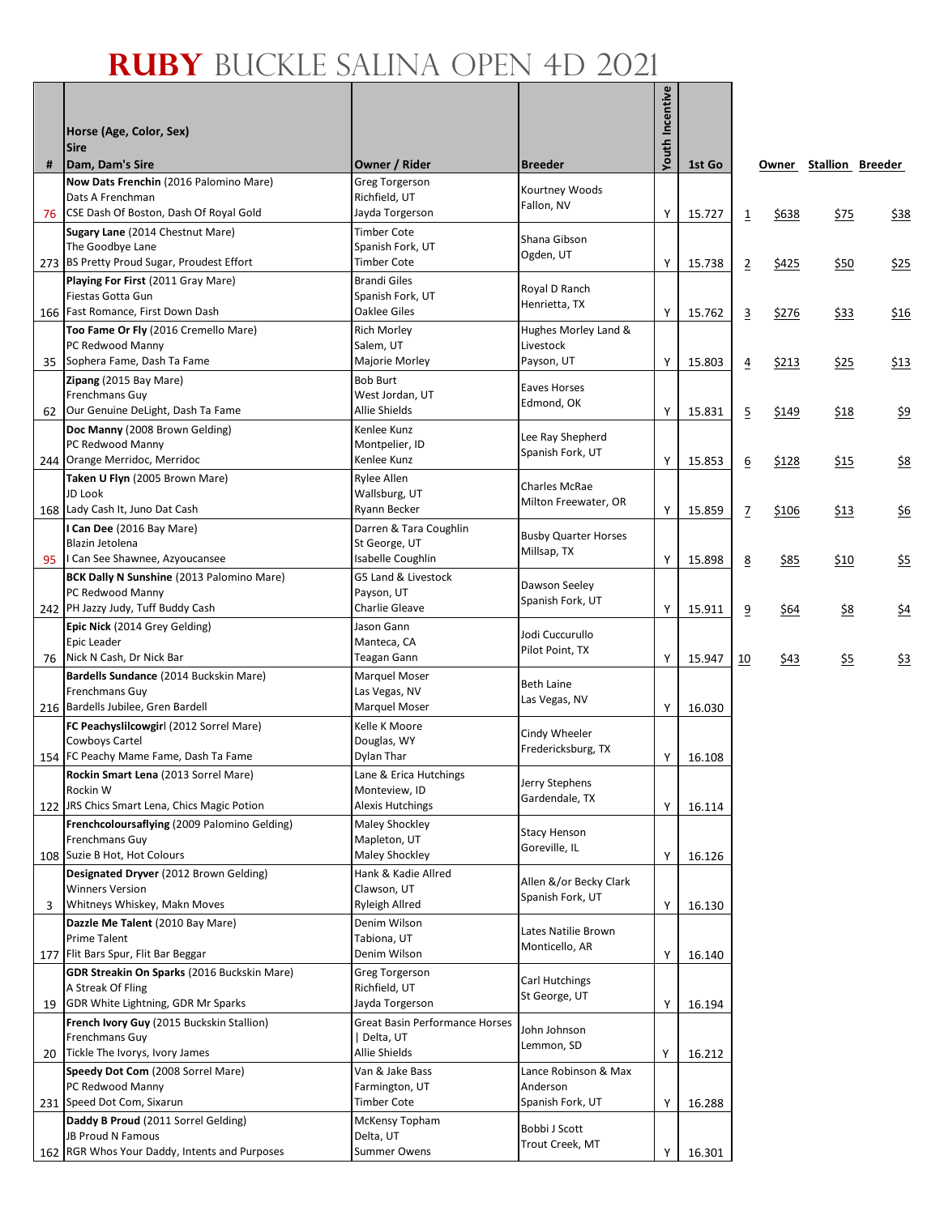# RUBY BUCKLE SALINA OPEN 4D 2021

| # | Horse (Age, Color, Sex)<br>Sire<br>Dam, Dam's Sire | Owner / Rider | Breeder | Youth Incentive | 1st Go | | Owner | Stallion | Breeder |
|---|---|---|---|---|---|---|---|---|---|
| 76 | **Now Dats Frenchin** (2016 Palomino Mare)<br>Dats A Frenchman<br>CSE Dash Of Boston, Dash Of Royal Gold | Greg Torgerson<br>Richfield, UT<br>Jayda Torgerson | Kourtney Woods<br>Fallon, NV | Y | 15.727 | 1 | $638 | $75 | $38 |
| 273 | **Sugary Lane** (2014 Chestnut Mare)<br>The Goodbye Lane<br>BS Pretty Proud Sugar, Proudest Effort | Timber Cote<br>Spanish Fork, UT<br>Timber Cote | Shana Gibson<br>Ogden, UT | Y | 15.738 | 2 | $425 | $50 | $25 |
| 166 | **Playing For First** (2011 Gray Mare)<br>Fiestas Gotta Gun<br>Fast Romance, First Down Dash | Brandi Giles<br>Spanish Fork, UT<br>Oaklee Giles | Royal D Ranch<br>Henrietta, TX | Y | 15.762 | 3 | $276 | $33 | $16 |
| 35 | **Too Fame Or Fly** (2016 Cremello Mare)<br>PC Redwood Manny<br>Sophera Fame, Dash Ta Fame | Rich Morley<br>Salem, UT<br>Majorie Morley | Hughes Morley Land &<br>Livestock<br>Payson, UT | Y | 15.803 | 4 | $213 | $25 | $13 |
| 62 | **Zipang** (2015 Bay Mare)<br>Frenchmans Guy<br>Our Genuine DeLight, Dash Ta Fame | Bob Burt<br>West Jordan, UT<br>Allie Shields | Eaves Horses<br>Edmond, OK | Y | 15.831 | 5 | $149 | $18 | $9 |
| 244 | **Doc Manny** (2008 Brown Gelding)<br>PC Redwood Manny<br>Orange Merridoc, Merridoc | Kenlee Kunz<br>Montpelier, ID<br>Kenlee Kunz | Lee Ray Shepherd<br>Spanish Fork, UT | Y | 15.853 | 6 | $128 | $15 | $8 |
| 168 | **Taken U Flyn** (2005 Brown Mare)<br>JD Look<br>Lady Cash It, Juno Dat Cash | Rylee Allen<br>Wallsburg, UT<br>Ryann Becker | Charles McRae<br>Milton Freewater, OR | Y | 15.859 | 7 | $106 | $13 | $6 |
| 95 | **I Can Dee** (2016 Bay Mare)<br>Blazin Jetolena<br>I Can See Shawnee, Azyoucansee | Darren & Tara Coughlin<br>St George, UT<br>Isabelle Coughlin | Busby Quarter Horses<br>Millsap, TX | Y | 15.898 | 8 | $85 | $10 | $5 |
| 242 | **BCK Dally N Sunshine** (2013 Palomino Mare)<br>PC Redwood Manny<br>PH Jazzy Judy, Tuff Buddy Cash | G5 Land & Livestock<br>Payson, UT<br>Charlie Gleave | Dawson Seeley<br>Spanish Fork, UT | Y | 15.911 | 9 | $64 | $8 | $4 |
| 76 | **Epic Nick** (2014 Grey Gelding)<br>Epic Leader<br>Nick N Cash, Dr Nick Bar | Jason Gann<br>Manteca, CA<br>Teagan Gann | Jodi Cuccurullo<br>Pilot Point, TX | Y | 15.947 | 10 | $43 | $5 | $3 |
| 216 | **Bardells Sundance** (2014 Buckskin Mare)<br>Frenchmans Guy<br>Bardells Jubilee, Gren Bardell | Marquel Moser<br>Las Vegas, NV<br>Marquel Moser | Beth Laine<br>Las Vegas, NV | Y | 16.030 | | | | |
| 154 | **FC Peachyslilcowgirl** (2012 Sorrel Mare)<br>Cowboys Cartel<br>FC Peachy Mame Fame, Dash Ta Fame | Kelle K Moore<br>Douglas, WY<br>Dylan Thar | Cindy Wheeler<br>Fredericksburg, TX | Y | 16.108 | | | | |
| 122 | **Rockin Smart Lena** (2013 Sorrel Mare)<br>Rockin W<br>JRS Chics Smart Lena, Chics Magic Potion | Lane & Erica Hutchings<br>Monteview, ID<br>Alexis Hutchings | Jerry Stephens<br>Gardendale, TX | Y | 16.114 | | | | |
| 108 | **Frenchcoloursaflying** (2009 Palomino Gelding)<br>Frenchmans Guy<br>Suzie B Hot, Hot Colours | Maley Shockley<br>Mapleton, UT<br>Maley Shockley | Stacy Henson<br>Goreville, IL | Y | 16.126 | | | | |
| 3 | **Designated Dryver** (2012 Brown Gelding)<br>Winners Version<br>Whitneys Whiskey, Makn Moves | Hank & Kadie Allred<br>Clawson, UT<br>Ryleigh Allred | Allen &/or Becky Clark<br>Spanish Fork, UT | Y | 16.130 | | | | |
| 177 | **Dazzle Me Talent** (2010 Bay Mare)<br>Prime Talent<br>Flit Bars Spur, Flit Bar Beggar | Denim Wilson<br>Tabiona, UT<br>Denim Wilson | Lates Natilie Brown<br>Monticello, AR | Y | 16.140 | | | | |
| 19 | **GDR Streakin On Sparks** (2016 Buckskin Mare)<br>A Streak Of Fling<br>GDR White Lightning, GDR Mr Sparks | Greg Torgerson<br>Richfield, UT<br>Jayda Torgerson | Carl Hutchings<br>St George, UT | Y | 16.194 | | | | |
| 20 | **French Ivory Guy** (2015 Buckskin Stallion)<br>Frenchmans Guy<br>Tickle The Ivorys, Ivory James | Great Basin Performance Horses<br>\| Delta, UT<br>Allie Shields | John Johnson<br>Lemmon, SD | Y | 16.212 | | | | |
| 231 | **Speedy Dot Com** (2008 Sorrel Mare)<br>PC Redwood Manny<br>Speed Dot Com, Sixarun | Van & Jake Bass<br>Farmington, UT<br>Timber Cote | Lance Robinson & Max<br>Anderson<br>Spanish Fork, UT | Y | 16.288 | | | | |
| 162 | **Daddy B Proud** (2011 Sorrel Gelding)<br>JB Proud N Famous<br>RGR Whos Your Daddy, Intents and Purposes | McKensy Topham<br>Delta, UT<br>Summer Owens | Bobbi J Scott<br>Trout Creek, MT | Y | 16.301 | | | | |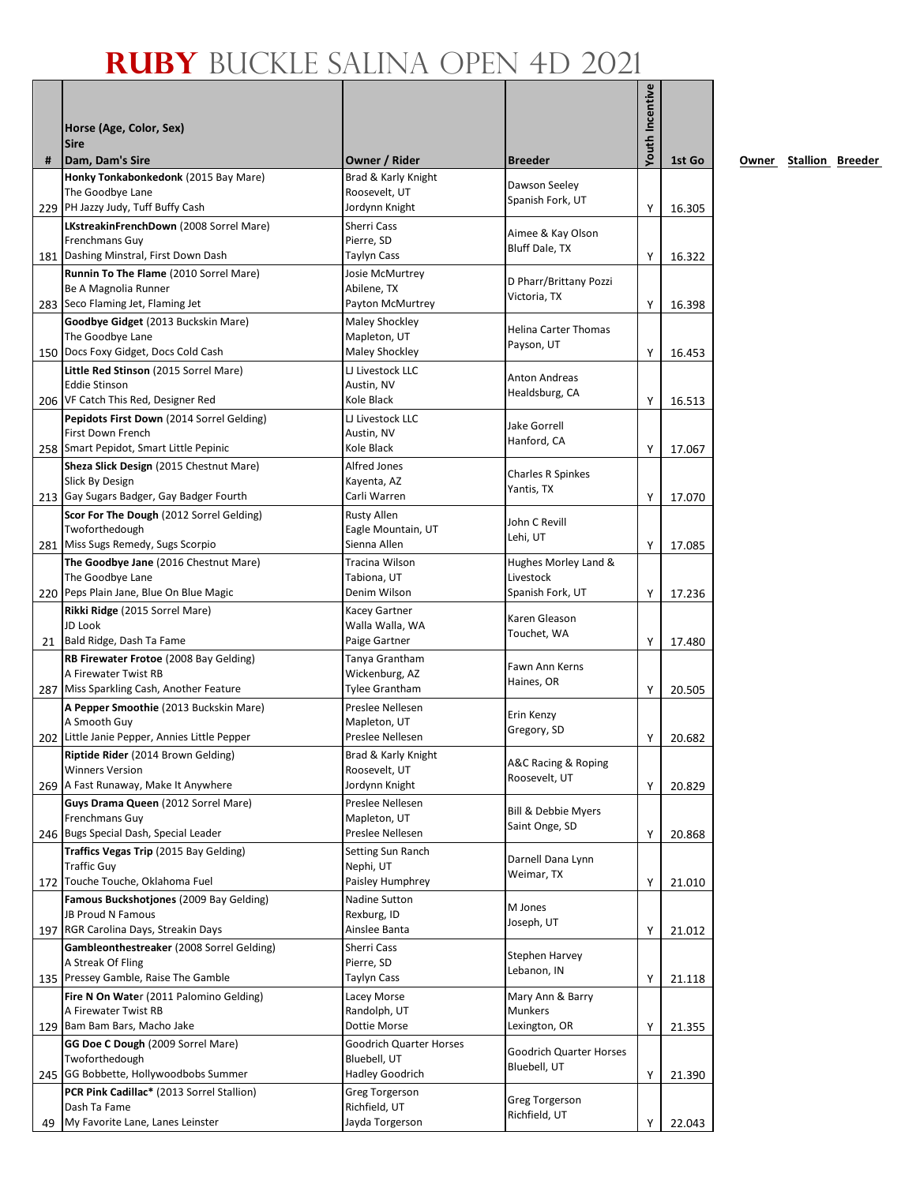# RUBY BUCKLE SALINA OPEN 4D 2021

| # | Horse (Age, Color, Sex)<br>Sire<br>Dam, Dam's Sire | Owner / Rider | Breeder | Youth Incentive | 1st Go | Owner | Stallion | Breeder |
|---|---|---|---|---|---|---|---|---|
| 229 | **Honky Tonkabonkedonk** (2015 Bay Mare)<br>The Goodbye Lane<br>PH Jazzy Judy, Tuff Buffy Cash | Brad & Karly Knight<br>Roosevelt, UT<br>Jordynn Knight | Dawson Seeley<br>Spanish Fork, UT | Y | 16.305 | | | |
| 181 | **LKstreakinFrenchDown** (2008 Sorrel Mare)<br>Frenchmans Guy<br>Dashing Minstral, First Down Dash | Sherri Cass<br>Pierre, SD<br>Taylyn Cass | Aimee & Kay Olson<br>Bluff Dale, TX | Y | 16.322 | | | |
| 283 | **Runnin To The Flame** (2010 Sorrel Mare)<br>Be A Magnolia Runner<br>Seco Flaming Jet, Flaming Jet | Josie McMurtrey<br>Abilene, TX<br>Payton McMurtrey | D Pharr/Brittany Pozzi<br>Victoria, TX | Y | 16.398 | | | |
| 150 | **Goodbye Gidget** (2013 Buckskin Mare)<br>The Goodbye Lane<br>Docs Foxy Gidget, Docs Cold Cash | Maley Shockley<br>Mapleton, UT<br>Maley Shockley | Helina Carter Thomas<br>Payson, UT | Y | 16.453 | | | |
| 206 | **Little Red Stinson** (2015 Sorrel Mare)<br>Eddie Stinson<br>VF Catch This Red, Designer Red | LJ Livestock LLC<br>Austin, NV<br>Kole Black | Anton Andreas<br>Healdsburg, CA | Y | 16.513 | | | |
| 258 | **Pepidots First Down** (2014 Sorrel Gelding)<br>First Down French<br>Smart Pepidot, Smart Little Pepinic | LJ Livestock LLC<br>Austin, NV<br>Kole Black | Jake Gorrell<br>Hanford, CA | Y | 17.067 | | | |
| 213 | **Sheza Slick Design** (2015 Chestnut Mare)<br>Slick By Design<br>Gay Sugars Badger, Gay Badger Fourth | Alfred Jones<br>Kayenta, AZ<br>Carli Warren | Charles R Spinkes<br>Yantis, TX | Y | 17.070 | | | |
| 281 | **Scor For The Dough** (2012 Sorrel Gelding)<br>Twoforthedough<br>Miss Sugs Remedy, Sugs Scorpio | Rusty Allen<br>Eagle Mountain, UT<br>Sienna Allen | John C Revill<br>Lehi, UT | Y | 17.085 | | | |
| 220 | **The Goodbye Jane** (2016 Chestnut Mare)<br>The Goodbye Lane<br>Peps Plain Jane, Blue On Blue Magic | Tracina Wilson<br>Tabiona, UT<br>Denim Wilson | Hughes Morley Land & Livestock<br>Spanish Fork, UT | Y | 17.236 | | | |
| 21 | **Rikki Ridge** (2015 Sorrel Mare)<br>JD Look<br>Bald Ridge, Dash Ta Fame | Kacey Gartner<br>Walla Walla, WA<br>Paige Gartner | Karen Gleason<br>Touchet, WA | Y | 17.480 | | | |
| 287 | **RB Firewater Frotoe** (2008 Bay Gelding)<br>A Firewater Twist RB<br>Miss Sparkling Cash, Another Feature | Tanya Grantham<br>Wickenburg, AZ<br>Tylee Grantham | Fawn Ann Kerns<br>Haines, OR | Y | 20.505 | | | |
| 202 | **A Pepper Smoothie** (2013 Buckskin Mare)<br>A Smooth Guy<br>Little Janie Pepper, Annies Little Pepper | Preslee Nellesen<br>Mapleton, UT<br>Preslee Nellesen | Erin Kenzy<br>Gregory, SD | Y | 20.682 | | | |
| 269 | **Riptide Rider** (2014 Brown Gelding)<br>Winners Version<br>A Fast Runaway, Make It Anywhere | Brad & Karly Knight<br>Roosevelt, UT<br>Jordynn Knight | A&C Racing & Roping<br>Roosevelt, UT | Y | 20.829 | | | |
| 246 | **Guys Drama Queen** (2012 Sorrel Mare)<br>Frenchmans Guy<br>Bugs Special Dash, Special Leader | Preslee Nellesen<br>Mapleton, UT<br>Preslee Nellesen | Bill & Debbie Myers<br>Saint Onge, SD | Y | 20.868 | | | |
| 172 | **Traffics Vegas Trip** (2015 Bay Gelding)<br>Traffic Guy<br>Touche Touche, Oklahoma Fuel | Setting Sun Ranch<br>Nephi, UT<br>Paisley Humphrey | Darnell Dana Lynn<br>Weimar, TX | Y | 21.010 | | | |
| 197 | **Famous Buckshotjones** (2009 Bay Gelding)<br>JB Proud N Famous<br>RGR Carolina Days, Streakin Days | Nadine Sutton<br>Rexburg, ID<br>Ainslee Banta | M Jones<br>Joseph, UT | Y | 21.012 | | | |
| 135 | **Gambleonthestreaker** (2008 Sorrel Gelding)<br>A Streak Of Fling<br>Pressey Gamble, Raise The Gamble | Sherri Cass<br>Pierre, SD<br>Taylyn Cass | Stephen Harvey<br>Lebanon, IN | Y | 21.118 | | | |
| 129 | **Fire N On Water** (2011 Palomino Gelding)<br>A Firewater Twist RB<br>Bam Bam Bars, Macho Jake | Lacey Morse<br>Randolph, UT<br>Dottie Morse | Mary Ann & Barry Munkers<br>Lexington, OR | Y | 21.355 | | | |
| 245 | **GG Doe C Dough** (2009 Sorrel Mare)<br>Twoforthedough<br>GG Bobbette, Hollywoodbobs Summer | Goodrich Quarter Horses<br>Bluebell, UT<br>Hadley Goodrich | Goodrich Quarter Horses<br>Bluebell, UT | Y | 21.390 | | | |
| 49 | **PCR Pink Cadillac*** (2013 Sorrel Stallion)<br>Dash Ta Fame<br>My Favorite Lane, Lanes Leinster | Greg Torgerson<br>Richfield, UT<br>Jayda Torgerson | Greg Torgerson<br>Richfield, UT | Y | 22.043 | | | |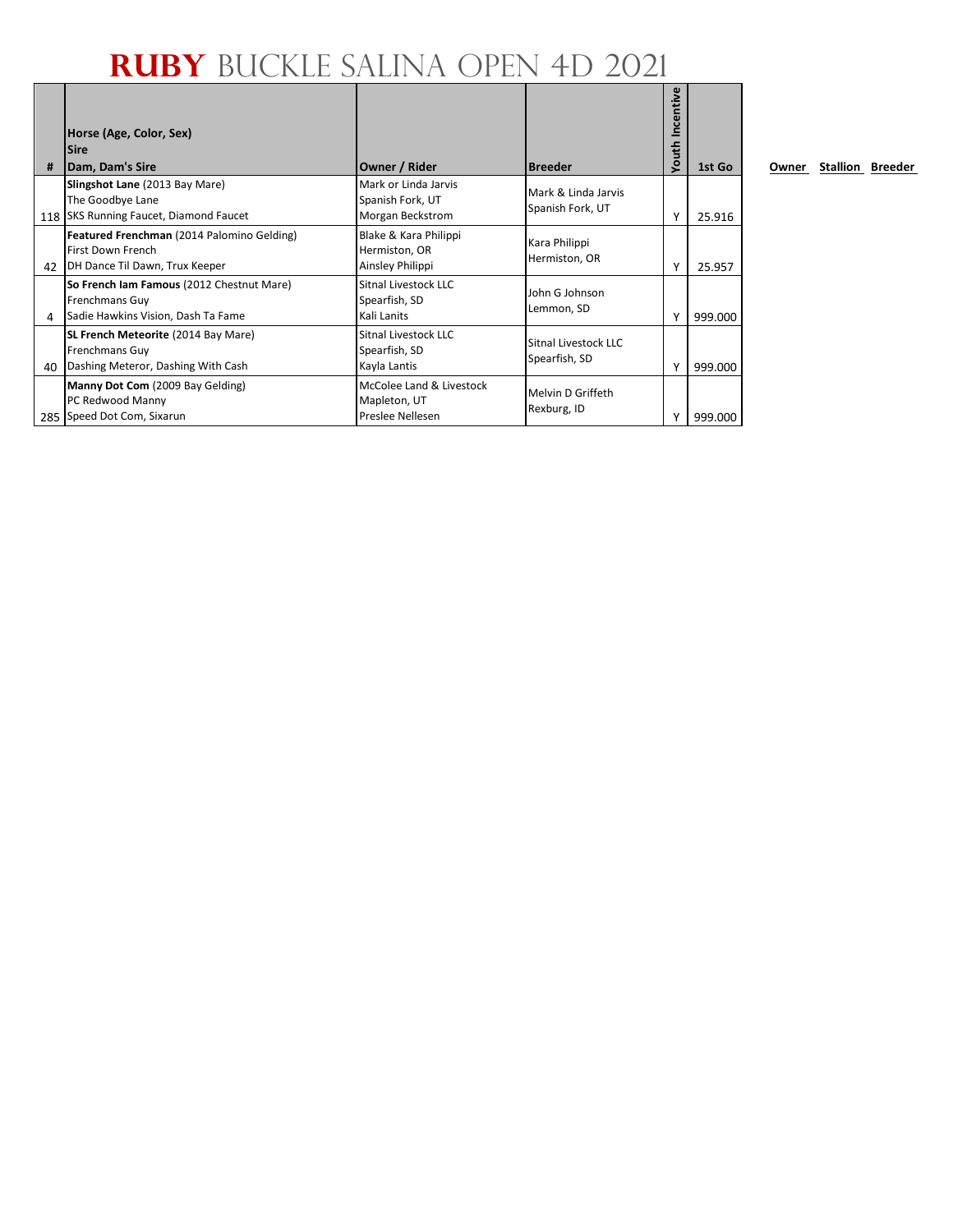# RUBY BUCKLE SALINA OPEN 4D 2021

| # | Horse (Age, Color, Sex)<br>Sire<br>Dam, Dam's Sire | Owner / Rider | Breeder | Youth Incentive | 1st Go | Owner | Stallion | Breeder |
|---|---|---|---|---|---|---|---|---|
| 118 | **Slingshot Lane** (2013 Bay Mare)<br>The Goodbye Lane<br>SKS Running Faucet, Diamond Faucet | Mark or Linda Jarvis<br>Spanish Fork, UT<br>Morgan Beckstrom | Mark & Linda Jarvis<br>Spanish Fork, UT | Y | 25.916 | | | |
| 42 | **Featured Frenchman** (2014 Palomino Gelding)<br>First Down French<br>DH Dance Til Dawn, Trux Keeper | Blake & Kara Philippi<br>Hermiston, OR<br>Ainsley Philippi | Kara Philippi<br>Hermiston, OR | Y | 25.957 | | | |
| 4 | **So French Iam Famous** (2012 Chestnut Mare)<br>Frenchmans Guy<br>Sadie Hawkins Vision, Dash Ta Fame | Sitnal Livestock LLC<br>Spearfish, SD<br>Kali Lanits | John G Johnson<br>Lemmon, SD | Y | 999.000 | | | |
| 40 | **SL French Meteorite** (2014 Bay Mare)<br>Frenchmans Guy<br>Dashing Meteror, Dashing With Cash | Sitnal Livestock LLC<br>Spearfish, SD<br>Kayla Lantis | Sitnal Livestock LLC<br>Spearfish, SD | Y | 999.000 | | | |
| 285 | **Manny Dot Com** (2009 Bay Gelding)<br>PC Redwood Manny<br>Speed Dot Com, Sixarun | McColee Land & Livestock<br>Mapleton, UT<br>Preslee Nellesen | Melvin D Griffeth<br>Rexburg, ID | Y | 999.000 | | | |